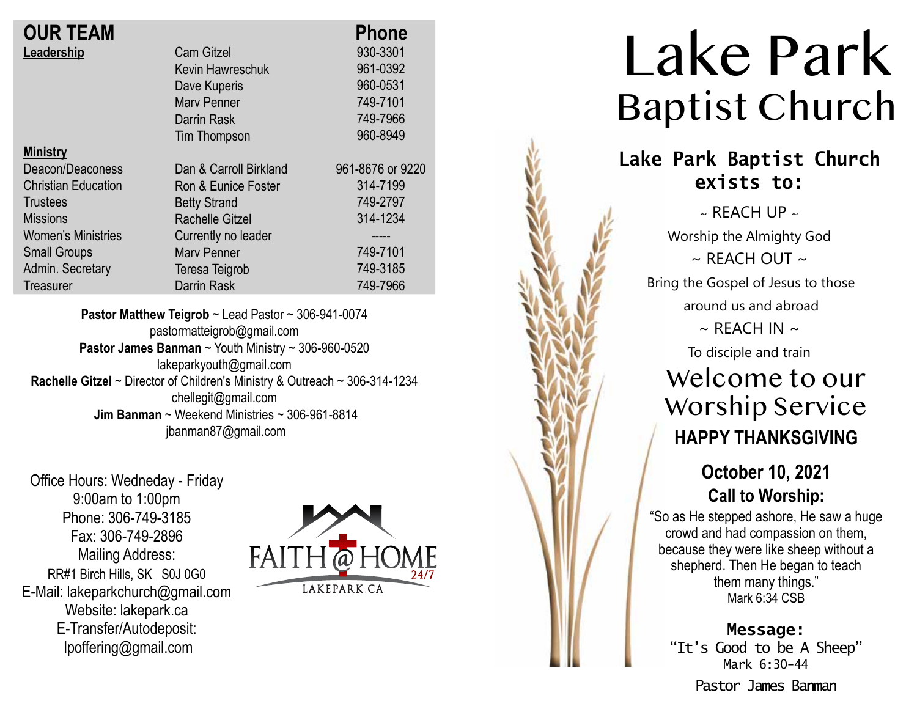## OUR TEAM

| | | Phone |
|---|---|---|
| **Leadership** | Cam Gitzel | 930-3301 |
| | Kevin Hawreschuk | 961-0392 |
| | Dave Kuperis | 960-0531 |
| | Marv Penner | 749-7101 |
| | Darrin Rask | 749-7966 |
| | Tim Thompson | 960-8949 |
| **Ministry** | | |
| Deacon/Deaconess | Dan & Carroll Birkland | 961-8676 or 9220 |
| Christian Education | Ron & Eunice Foster | 314-7199 |
| Trustees | Betty Strand | 749-2797 |
| Missions | Rachelle Gitzel | 314-1234 |
| Women's Ministries | Currently no leader | ----- |
| Small Groups | Marv Penner | 749-7101 |
| Admin. Secretary | Teresa Teigrob | 749-3185 |
| Treasurer | Darrin Rask | 749-7966 |

**Pastor Matthew Teigrob** ~ Lead Pastor ~ 306-941-0074
pastormatteigrob@gmail.com
**Pastor James Banman** ~ Youth Ministry ~ 306-960-0520
lakeparkyouth@gmail.com
**Rachelle Gitzel** ~ Director of Children's Ministry & Outreach ~ 306-314-1234
chellegit@gmail.com
**Jim Banman** ~ Weekend Ministries ~ 306-961-8814
jbanman87@gmail.com

Office Hours: Wedneday - Friday
9:00am to 1:00pm
Phone: 306-749-3185
Fax: 306-749-2896
Mailing Address:
RR#1 Birch Hills, SK S0J 0G0
E-Mail: lakeparkchurch@gmail.com
Website: lakepark.ca
E-Transfer/Autodeposit:
lpoffering@gmail.com

FAITH @ HOME 24/7
LAKEPARK.CA

# Lake Park
## Baptist Church

**Lake Park Baptist Church exists to:**

~ REACH UP ~
Worship the Almighty God
~ REACH OUT ~
Bring the Gospel of Jesus to those around us and abroad
~ REACH IN ~
To disciple and train

## Welcome to our Worship Service

**HAPPY THANKSGIVING**

**October 10, 2021**

**Call to Worship:**

"So as He stepped ashore, He saw a huge crowd and had compassion on them, because they were like sheep without a shepherd. Then He began to teach them many things."
Mark 6:34 CSB

**Message:**
"It's Good to be A Sheep"
Mark 6:30-44

Pastor James Banman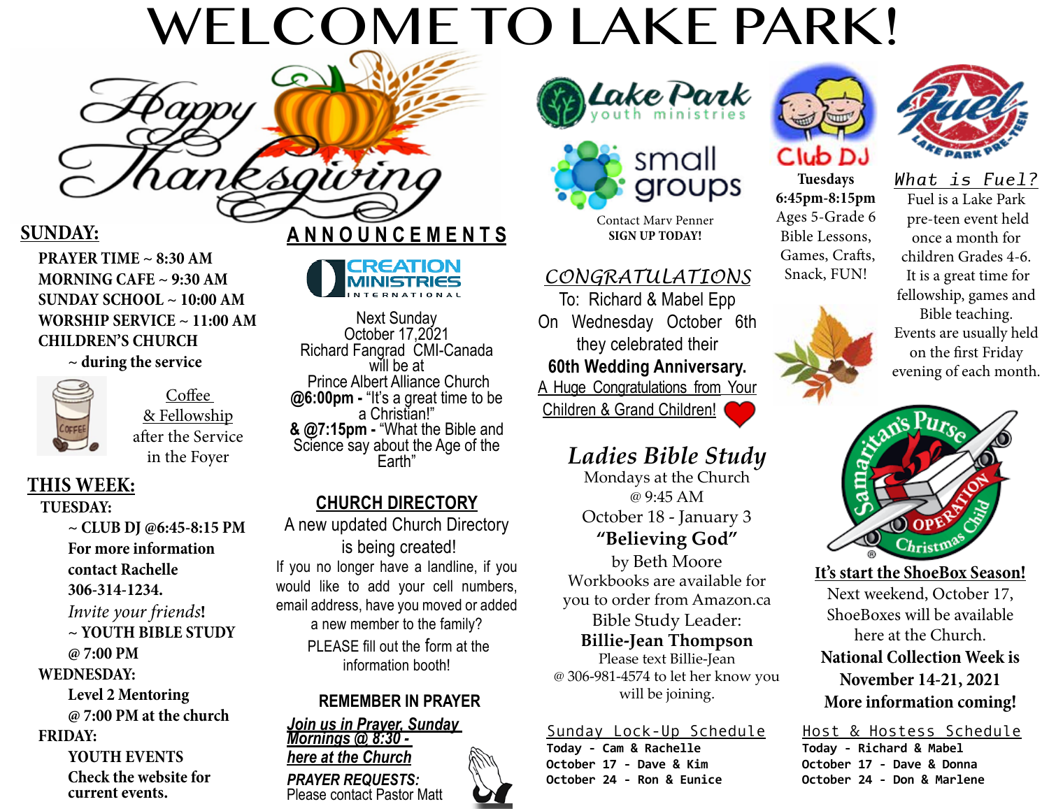# WELCOME TO LAKE PARK!

Happy Thanksgiving

## SUNDAY:

**PRAYER TIME ~ 8:30 AM**
**MORNING CAFE ~ 9:30 AM**
**SUNDAY SCHOOL ~ 10:00 AM**
**WORSHIP SERVICE ~ 11:00 AM**
**CHILDREN'S CHURCH**
**~ during the service**

Coffee
& Fellowship
after the Service
in the Foyer

## THIS WEEK:

**TUESDAY:**
**~ CLUB DJ @6:45-8:15 PM**
**For more information contact Rachelle 306-314-1234.**
*Invite your friends*!
**~ YOUTH BIBLE STUDY @ 7:00 PM**

**WEDNESDAY:**
**Level 2 Mentoring @ 7:00 PM at the church**

**FRIDAY:**
**YOUTH EVENTS**
**Check the website for current events.**

## ANNOUNCEMENTS

CREATION MINISTRIES INTERNATIONAL

Next Sunday
October 17,2021
Richard Fangrad CMI-Canada
will be at
Prince Albert Alliance Church
**@6:00pm -** "It's a great time to be a Christian!"
**& @7:15pm -** "What the Bible and Science say about the Age of the Earth"

### CHURCH DIRECTORY

A new updated Church Directory is being created!
If you no longer have a landline, if you would like to add your cell numbers, email address, have you moved or added a new member to the family?
PLEASE fill out the form at the information booth!

### REMEMBER IN PRAYER

***Join us in Prayer, Sunday Mornings @ 8:30 - here at the Church***

***PRAYER REQUESTS:***
Please contact Pastor Matt

Lake Park youth ministries

small groups

Contact Marv Penner
**SIGN UP TODAY!**

### CONGRATULATIONS

To: Richard & Mabel Epp
On Wednesday October 6th they celebrated their
**60th Wedding Anniversary.**
A Huge Congratulations from Your Children & Grand Children!

### *Ladies Bible Study*

Mondays at the Church
@ 9:45 AM
October 18 - January 3
**"Believing God"**
by Beth Moore
Workbooks are available for you to order from Amazon.ca
Bible Study Leader:
**Billie-Jean Thompson**
Please text Billie-Jean @ 306-981-4574 to let her know you will be joining.

Club DJ

**Tuesdays**
**6:45pm-8:15pm**
Ages 5-Grade 6
Bible Lessons, Games, Crafts, Snack, FUN!

Fuel — Lake Park Pre-Teen

*What is Fuel?*
Fuel is a Lake Park pre-teen event held once a month for children Grades 4-6. It is a great time for fellowship, games and Bible teaching. Events are usually held on the first Friday evening of each month.

Samaritan's Purse — Operation Christmas Child

**It's start the ShoeBox Season!**
Next weekend, October 17, ShoeBoxes will be available here at the Church.
**National Collection Week is November 14-21, 2021**
**More information coming!**

### Sunday Lock-Up Schedule

**Today - Cam & Rachelle**
**October 17 - Dave & Kim**
**October 24 - Ron & Eunice**

### Host & Hostess Schedule

**Today - Richard & Mabel**
**October 17 - Dave & Donna**
**October 24 - Don & Marlene**